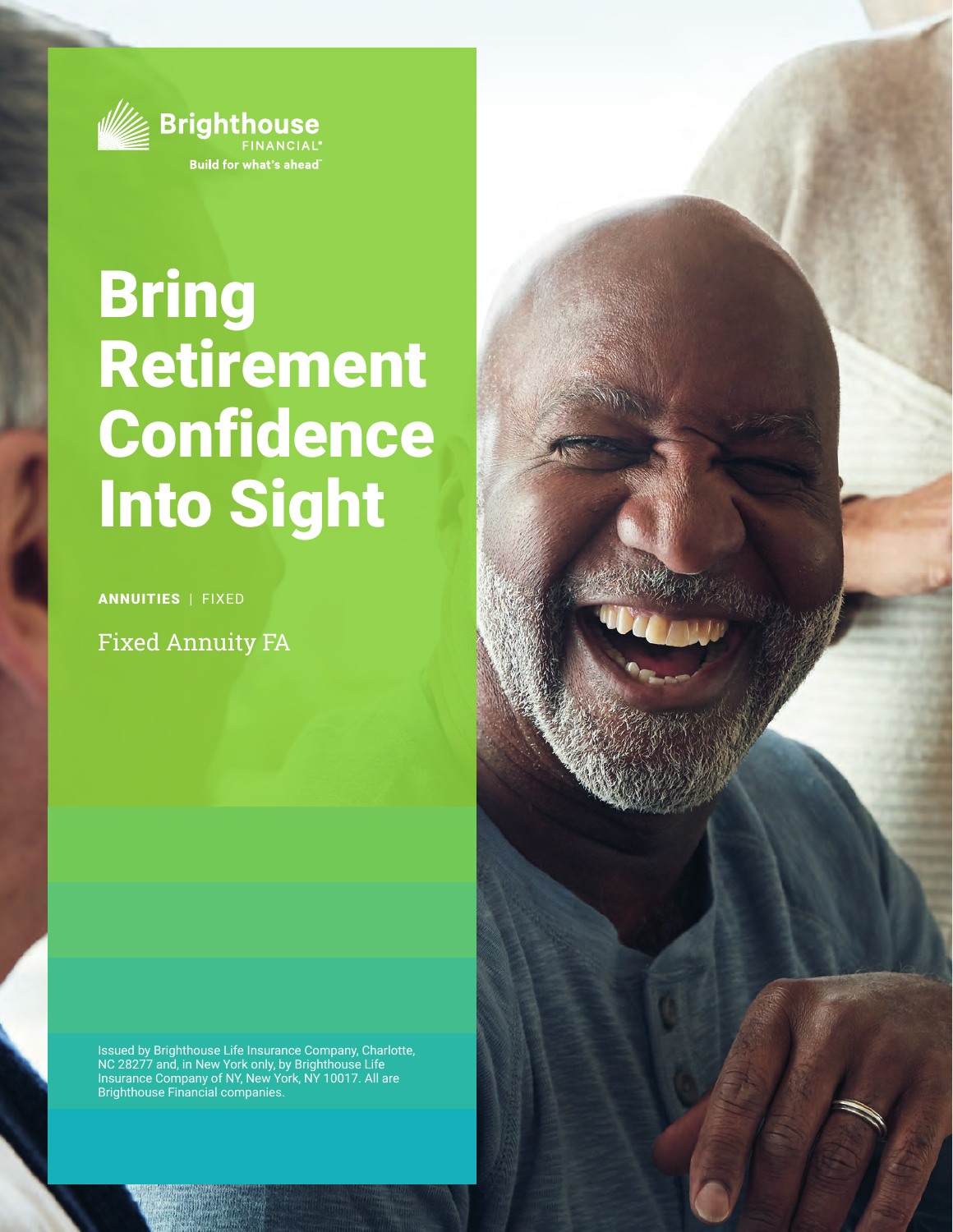Brighthouse FINANCIAL®

Build for what's ahead℠

# Bring Retirement Confidence Into Sight

**ANNUITIES** | FIXED

Fixed Annuity FA

Issued by Brighthouse Life Insurance Company, Charlotte, NC 28277 and, in New York only, by Brighthouse Life Insurance Company of NY, New York, NY 10017. All are Brighthouse Financial companies.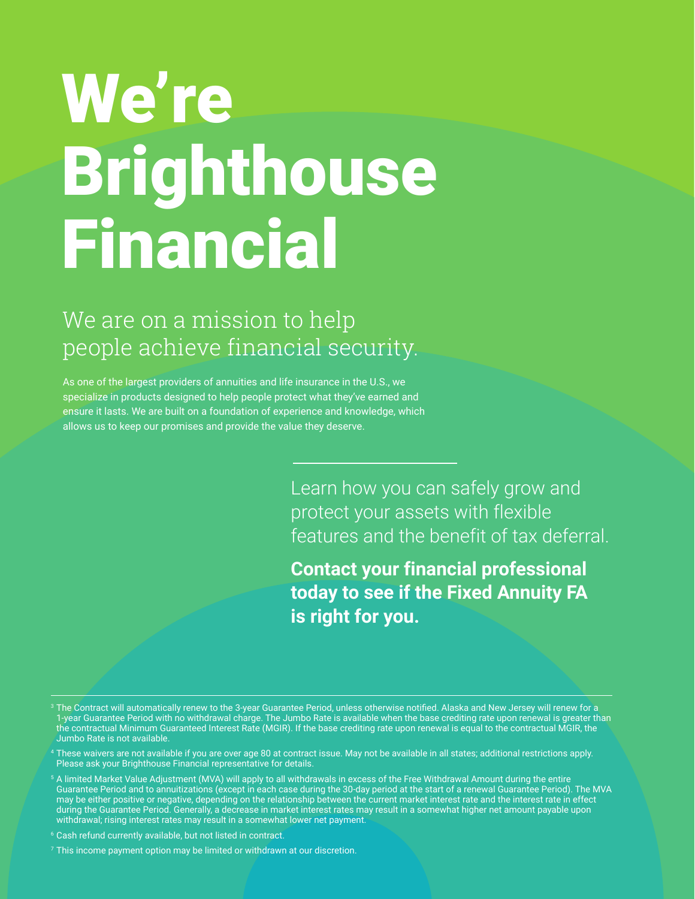# We're Brighthouse Financial

## We are on a mission to help people achieve financial security.

As one of the largest providers of annuities and life insurance in the U.S., we specialize in products designed to help people protect what they've earned and ensure it lasts. We are built on a foundation of experience and knowledge, which allows us to keep our promises and provide the value they deserve.

Learn how you can safely grow and protect your assets with flexible features and the benefit of tax deferral.

**Contact your financial professional today to see if the Fixed Annuity FA is right for you.**

---

[3] The Contract will automatically renew to the 3-year Guarantee Period, unless otherwise notified. Alaska and New Jersey will renew for a 1-year Guarantee Period with no withdrawal charge. The Jumbo Rate is available when the base crediting rate upon renewal is greater than the contractual Minimum Guaranteed Interest Rate (MGIR). If the base crediting rate upon renewal is equal to the contractual MGIR, the Jumbo Rate is not available.

[4] These waivers are not available if you are over age 80 at contract issue. May not be available in all states; additional restrictions apply. Please ask your Brighthouse Financial representative for details.

[5] A limited Market Value Adjustment (MVA) will apply to all withdrawals in excess of the Free Withdrawal Amount during the entire Guarantee Period and to annuitizations (except in each case during the 30-day period at the start of a renewal Guarantee Period). The MVA may be either positive or negative, depending on the relationship between the current market interest rate and the interest rate in effect during the Guarantee Period. Generally, a decrease in market interest rates may result in a somewhat higher net amount payable upon withdrawal; rising interest rates may result in a somewhat lower net payment.

[6] Cash refund currently available, but not listed in contract.

[7] This income payment option may be limited or withdrawn at our discretion.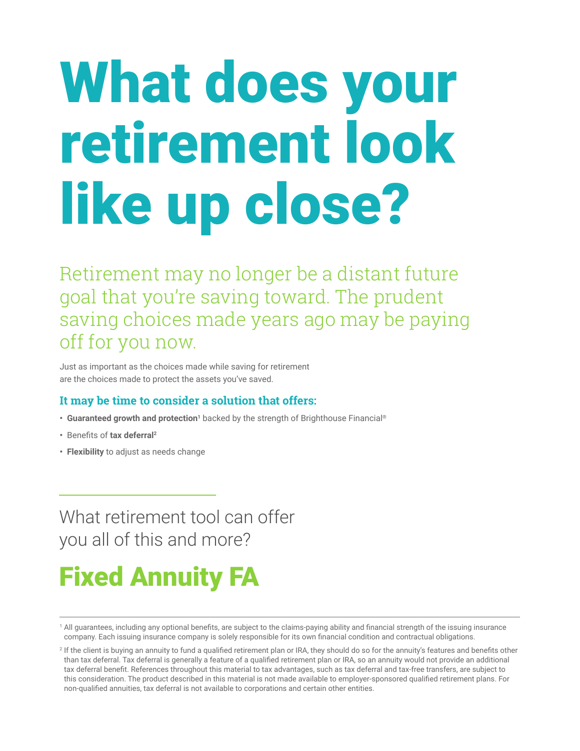# What does your retirement look like up close?

Retirement may no longer be a distant future goal that you're saving toward. The prudent saving choices made years ago may be paying off for you now.

Just as important as the choices made while saving for retirement are the choices made to protect the assets you've saved.

### It may be time to consider a solution that offers:

- **Guaranteed growth and protection**[1] backed by the strength of Brighthouse Financial®
- Benefits of **tax deferral**[2]
- **Flexibility** to adjust as needs change

---

What retirement tool can offer you all of this and more?

## Fixed Annuity FA

---

[1] All guarantees, including any optional benefits, are subject to the claims-paying ability and financial strength of the issuing insurance company. Each issuing insurance company is solely responsible for its own financial condition and contractual obligations.

[2] If the client is buying an annuity to fund a qualified retirement plan or IRA, they should do so for the annuity's features and benefits other than tax deferral. Tax deferral is generally a feature of a qualified retirement plan or IRA, so an annuity would not provide an additional tax deferral benefit. References throughout this material to tax advantages, such as tax deferral and tax-free transfers, are subject to this consideration. The product described in this material is not made available to employer-sponsored qualified retirement plans. For non-qualified annuities, tax deferral is not available to corporations and certain other entities.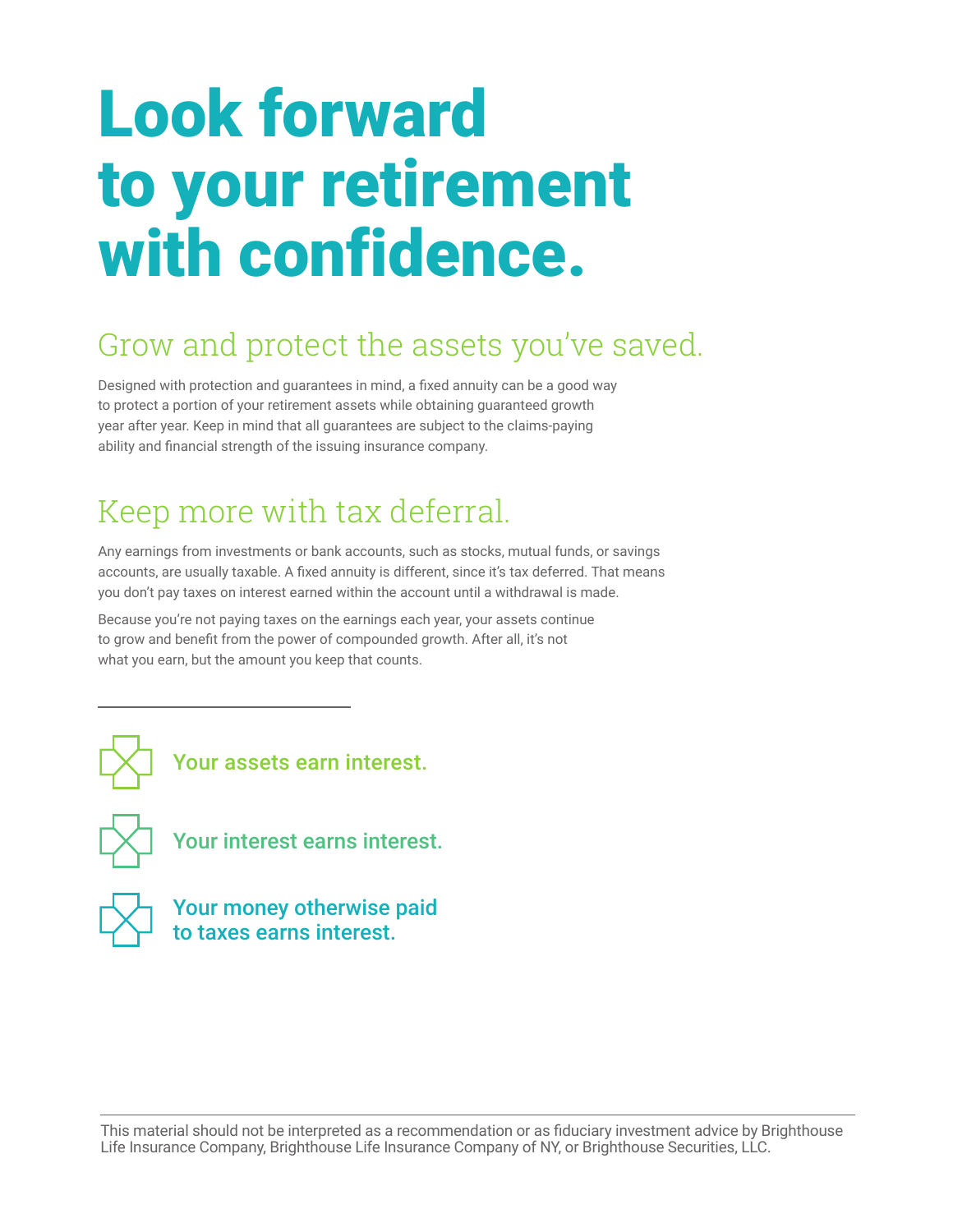# Look forward to your retirement with confidence.

## Grow and protect the assets you've saved.

Designed with protection and guarantees in mind, a fixed annuity can be a good way to protect a portion of your retirement assets while obtaining guaranteed growth year after year. Keep in mind that all guarantees are subject to the claims-paying ability and financial strength of the issuing insurance company.

## Keep more with tax deferral.

Any earnings from investments or bank accounts, such as stocks, mutual funds, or savings accounts, are usually taxable. A fixed annuity is different, since it's tax deferred. That means you don't pay taxes on interest earned within the account until a withdrawal is made.

Because you're not paying taxes on the earnings each year, your assets continue to grow and benefit from the power of compounded growth. After all, it's not what you earn, but the amount you keep that counts.

---

**Your assets earn interest.**

**Your interest earns interest.**

**Your money otherwise paid to taxes earns interest.**

---

This material should not be interpreted as a recommendation or as fiduciary investment advice by Brighthouse Life Insurance Company, Brighthouse Life Insurance Company of NY, or Brighthouse Securities, LLC.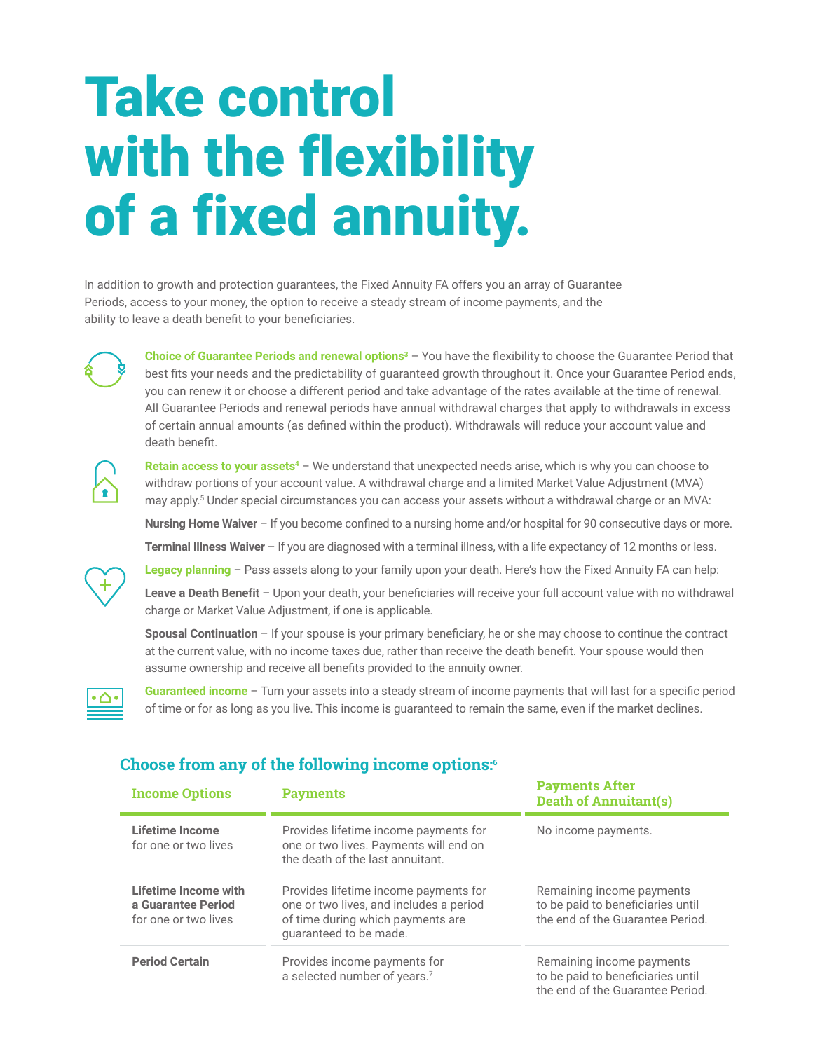# Take control with the flexibility of a fixed annuity.

In addition to growth and protection guarantees, the Fixed Annuity FA offers you an array of Guarantee Periods, access to your money, the option to receive a steady stream of income payments, and the ability to leave a death benefit to your beneficiaries.

**Choice of Guarantee Periods and renewal options**[3] – You have the flexibility to choose the Guarantee Period that best fits your needs and the predictability of guaranteed growth throughout it. Once your Guarantee Period ends, you can renew it or choose a different period and take advantage of the rates available at the time of renewal. All Guarantee Periods and renewal periods have annual withdrawal charges that apply to withdrawals in excess of certain annual amounts (as defined within the product). Withdrawals will reduce your account value and death benefit.

**Retain access to your assets**[4] – We understand that unexpected needs arise, which is why you can choose to withdraw portions of your account value. A withdrawal charge and a limited Market Value Adjustment (MVA) may apply.[5] Under special circumstances you can access your assets without a withdrawal charge or an MVA:

**Nursing Home Waiver** – If you become confined to a nursing home and/or hospital for 90 consecutive days or more.

**Terminal Illness Waiver** – If you are diagnosed with a terminal illness, with a life expectancy of 12 months or less.

**Legacy planning** – Pass assets along to your family upon your death. Here's how the Fixed Annuity FA can help:

**Leave a Death Benefit** – Upon your death, your beneficiaries will receive your full account value with no withdrawal charge or Market Value Adjustment, if one is applicable.

**Spousal Continuation** – If your spouse is your primary beneficiary, he or she may choose to continue the contract at the current value, with no income taxes due, rather than receive the death benefit. Your spouse would then assume ownership and receive all benefits provided to the annuity owner.

**Guaranteed income** – Turn your assets into a steady stream of income payments that will last for a specific period of time or for as long as you live. This income is guaranteed to remain the same, even if the market declines.

## Choose from any of the following income options:[6]

| Income Options | Payments | Payments After Death of Annuitant(s) |
|---|---|---|
| **Lifetime Income** for one or two lives | Provides lifetime income payments for one or two lives. Payments will end on the death of the last annuitant. | No income payments. |
| **Lifetime Income with a Guarantee Period** for one or two lives | Provides lifetime income payments for one or two lives, and includes a period of time during which payments are guaranteed to be made. | Remaining income payments to be paid to beneficiaries until the end of the Guarantee Period. |
| **Period Certain** | Provides income payments for a selected number of years.[7] | Remaining income payments to be paid to beneficiaries until the end of the Guarantee Period. |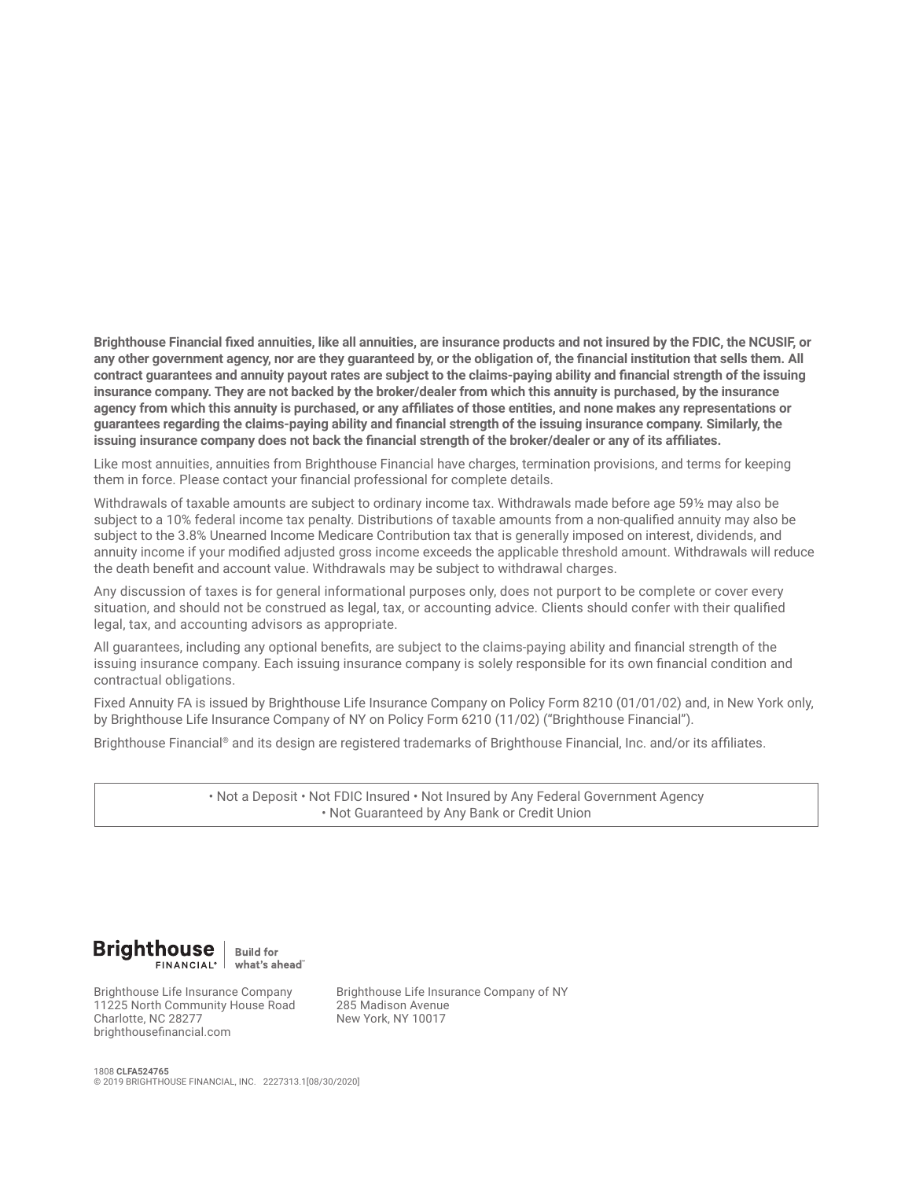**Brighthouse Financial fixed annuities, like all annuities, are insurance products and not insured by the FDIC, the NCUSIF, or any other government agency, nor are they guaranteed by, or the obligation of, the financial institution that sells them. All contract guarantees and annuity payout rates are subject to the claims-paying ability and financial strength of the issuing insurance company. They are not backed by the broker/dealer from which this annuity is purchased, by the insurance agency from which this annuity is purchased, or any affiliates of those entities, and none makes any representations or guarantees regarding the claims-paying ability and financial strength of the issuing insurance company. Similarly, the issuing insurance company does not back the financial strength of the broker/dealer or any of its affiliates.**

Like most annuities, annuities from Brighthouse Financial have charges, termination provisions, and terms for keeping them in force. Please contact your financial professional for complete details.

Withdrawals of taxable amounts are subject to ordinary income tax. Withdrawals made before age 59½ may also be subject to a 10% federal income tax penalty. Distributions of taxable amounts from a non-qualified annuity may also be subject to the 3.8% Unearned Income Medicare Contribution tax that is generally imposed on interest, dividends, and annuity income if your modified adjusted gross income exceeds the applicable threshold amount. Withdrawals will reduce the death benefit and account value. Withdrawals may be subject to withdrawal charges.

Any discussion of taxes is for general informational purposes only, does not purport to be complete or cover every situation, and should not be construed as legal, tax, or accounting advice. Clients should confer with their qualified legal, tax, and accounting advisors as appropriate.

All guarantees, including any optional benefits, are subject to the claims-paying ability and financial strength of the issuing insurance company. Each issuing insurance company is solely responsible for its own financial condition and contractual obligations.

Fixed Annuity FA is issued by Brighthouse Life Insurance Company on Policy Form 8210 (01/01/02) and, in New York only, by Brighthouse Life Insurance Company of NY on Policy Form 6210 (11/02) ("Brighthouse Financial").

Brighthouse Financial® and its design are registered trademarks of Brighthouse Financial, Inc. and/or its affiliates.

• Not a Deposit • Not FDIC Insured • Not Insured by Any Federal Government Agency
• Not Guaranteed by Any Bank or Credit Union

**Brighthouse** FINANCIAL® | **Build for what's ahead**™

Brighthouse Life Insurance Company
11225 North Community House Road
Charlotte, NC 28277
brighthousefinancial.com

Brighthouse Life Insurance Company of NY
285 Madison Avenue
New York, NY 10017

1808 **CLFA524765**
© 2019 BRIGHTHOUSE FINANCIAL, INC. 2227313.1[08/30/2020]